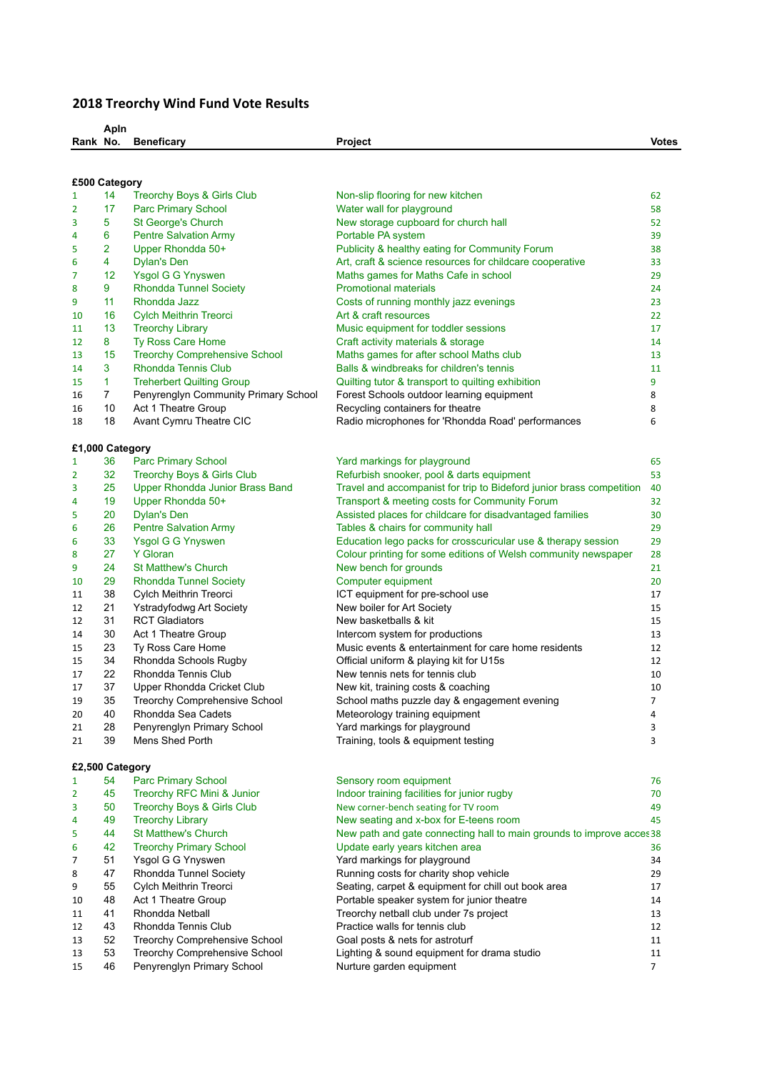# 2018 Treorchy Wind Fund Vote Results

| Rank | Apln No. | Beneficary | Project | Votes |
|---|---|---|---|---|
| **£500 Category** | | | | |
| 1 | 14 | Treorchy Boys & Girls Club | Non-slip flooring for new kitchen | 62 |
| 2 | 17 | Parc Primary School | Water wall for playground | 58 |
| 3 | 5 | St George's Church | New storage cupboard for church hall | 52 |
| 4 | 6 | Pentre Salvation Army | Portable PA system | 39 |
| 5 | 2 | Upper Rhondda 50+ | Publicity & healthy eating for Community Forum | 38 |
| 6 | 4 | Dylan's Den | Art, craft & science resources for childcare cooperative | 33 |
| 7 | 12 | Ysgol G G Ynyswen | Maths games for Maths Cafe in school | 29 |
| 8 | 9 | Rhondda Tunnel Society | Promotional materials | 24 |
| 9 | 11 | Rhondda Jazz | Costs of running monthly jazz evenings | 23 |
| 10 | 16 | Cylch Meithrin Treorci | Art & craft resources | 22 |
| 11 | 13 | Treorchy Library | Music equipment for toddler sessions | 17 |
| 12 | 8 | Ty Ross Care Home | Craft activity materials & storage | 14 |
| 13 | 15 | Treorchy Comprehensive School | Maths games for after school Maths club | 13 |
| 14 | 3 | Rhondda Tennis Club | Balls & windbreaks for children's tennis | 11 |
| 15 | 1 | Treherbert Quilting Group | Quilting tutor & transport to quilting exhibition | 9 |
| 16 | 7 | Penyrenglyn Community Primary School | Forest Schools outdoor learning equipment | 8 |
| 16 | 10 | Act 1 Theatre Group | Recycling containers for theatre | 8 |
| 18 | 18 | Avant Cymru Theatre CIC | Radio microphones for 'Rhondda Road' performances | 6 |
| **£1,000 Category** | | | | |
| 1 | 36 | Parc Primary School | Yard markings for playground | 65 |
| 2 | 32 | Treorchy Boys & Girls Club | Refurbish snooker, pool & darts equipment | 53 |
| 3 | 25 | Upper Rhondda Junior Brass Band | Travel and accompanist for trip to Bideford junior brass competition | 40 |
| 4 | 19 | Upper Rhondda 50+ | Transport & meeting costs for Community Forum | 32 |
| 5 | 20 | Dylan's Den | Assisted places for childcare for disadvantaged families | 30 |
| 6 | 26 | Pentre Salvation Army | Tables & chairs for community hall | 29 |
| 6 | 33 | Ysgol G G Ynyswen | Education lego packs for crosscuricular use & therapy session | 29 |
| 8 | 27 | Y Gloran | Colour printing for some editions of Welsh community newspaper | 28 |
| 9 | 24 | St Matthew's Church | New bench for grounds | 21 |
| 10 | 29 | Rhondda Tunnel Society | Computer equipment | 20 |
| 11 | 38 | Cylch Meithrin Treorci | ICT equipment for pre-school use | 17 |
| 12 | 21 | Ystradyfodwg Art Society | New boiler for Art Society | 15 |
| 12 | 31 | RCT Gladiators | New basketballs & kit | 15 |
| 14 | 30 | Act 1 Theatre Group | Intercom system for productions | 13 |
| 15 | 23 | Ty Ross Care Home | Music events & entertainment for care home residents | 12 |
| 15 | 34 | Rhondda Schools Rugby | Official uniform & playing kit for U15s | 12 |
| 17 | 22 | Rhondda Tennis Club | New tennis nets for tennis club | 10 |
| 17 | 37 | Upper Rhondda Cricket Club | New kit, training costs & coaching | 10 |
| 19 | 35 | Treorchy Comprehensive School | School maths puzzle day & engagement evening | 7 |
| 20 | 40 | Rhondda Sea Cadets | Meteorology training equipment | 4 |
| 21 | 28 | Penyrenglyn Primary School | Yard markings for playground | 3 |
| 21 | 39 | Mens Shed Porth | Training, tools & equipment testing | 3 |
| **£2,500 Category** | | | | |
| 1 | 54 | Parc Primary School | Sensory room equipment | 76 |
| 2 | 45 | Treorchy RFC Mini & Junior | Indoor training facilities for junior rugby | 70 |
| 3 | 50 | Treorchy Boys & Girls Club | New corner-bench seating for TV room | 49 |
| 4 | 49 | Treorchy Library | New seating and x-box for E-teens room | 45 |
| 5 | 44 | St Matthew's Church | New path and gate connecting hall to main grounds to improve acces | 38 |
| 6 | 42 | Treorchy Primary School | Update early years kitchen area | 36 |
| 7 | 51 | Ysgol G G Ynyswen | Yard markings for playground | 34 |
| 8 | 47 | Rhondda Tunnel Society | Running costs for charity shop vehicle | 29 |
| 9 | 55 | Cylch Meithrin Treorci | Seating, carpet & equipment for chill out book area | 17 |
| 10 | 48 | Act 1 Theatre Group | Portable speaker system for junior theatre | 14 |
| 11 | 41 | Rhondda Netball | Treorchy netball club under 7s project | 13 |
| 12 | 43 | Rhondda Tennis Club | Practice walls for tennis club | 12 |
| 13 | 52 | Treorchy Comprehensive School | Goal posts & nets for astroturf | 11 |
| 13 | 53 | Treorchy Comprehensive School | Lighting & sound equipment for drama studio | 11 |
| 15 | 46 | Penyrenglyn Primary School | Nurture garden equipment | 7 |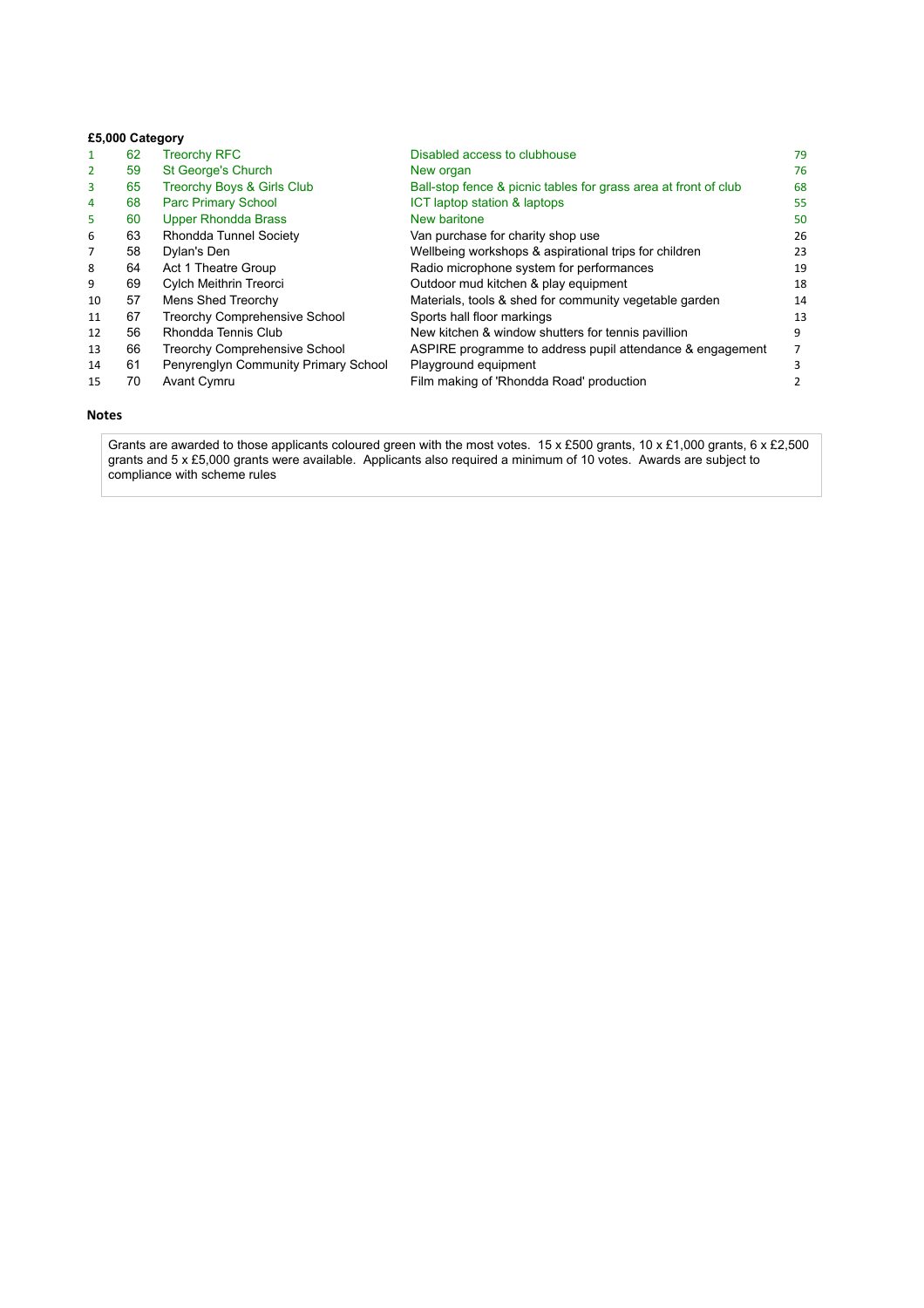**£5,000 Category**

| | | | | |
|---|---|---|---|---|
| 1 | 62 | Treorchy RFC | Disabled access to clubhouse | 79 |
| 2 | 59 | St George's Church | New organ | 76 |
| 3 | 65 | Treorchy Boys & Girls Club | Ball-stop fence & picnic tables for grass area at front of club | 68 |
| 4 | 68 | Parc Primary School | ICT laptop station & laptops | 55 |
| 5 | 60 | Upper Rhondda Brass | New baritone | 50 |
| 6 | 63 | Rhondda Tunnel Society | Van purchase for charity shop use | 26 |
| 7 | 58 | Dylan's Den | Wellbeing workshops & aspirational trips for children | 23 |
| 8 | 64 | Act 1 Theatre Group | Radio microphone system for performances | 19 |
| 9 | 69 | Cylch Meithrin Treorci | Outdoor mud kitchen & play equipment | 18 |
| 10 | 57 | Mens Shed Treorchy | Materials, tools & shed for community vegetable garden | 14 |
| 11 | 67 | Treorchy Comprehensive School | Sports hall floor markings | 13 |
| 12 | 56 | Rhondda Tennis Club | New kitchen & window shutters for tennis pavillion | 9 |
| 13 | 66 | Treorchy Comprehensive School | ASPIRE programme to address pupil attendance & engagement | 7 |
| 14 | 61 | Penyrenglyn Community Primary School | Playground equipment | 3 |
| 15 | 70 | Avant Cymru | Film making of 'Rhondda Road' production | 2 |

**Notes**

Grants are awarded to those applicants coloured green with the most votes. 15 x £500 grants, 10 x £1,000 grants, 6 x £2,500 grants and 5 x £5,000 grants were available. Applicants also required a minimum of 10 votes. Awards are subject to compliance with scheme rules